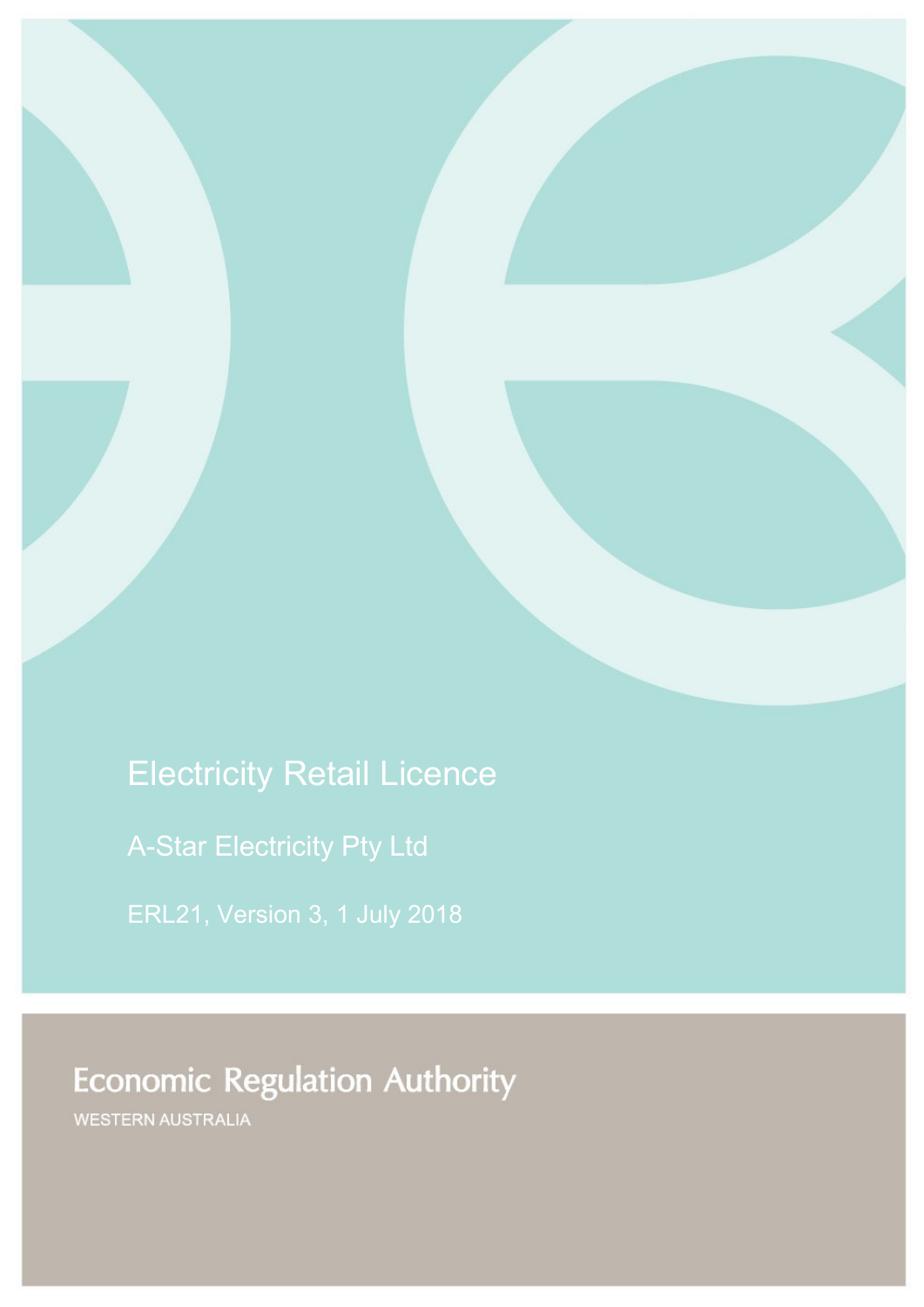# Electricity Retail Licence

## A-Star Electricity Pty Ltd

ERL21, Version 3, 1 July 2018

**Economic Regulation Authority**

WESTERN AUSTRALIA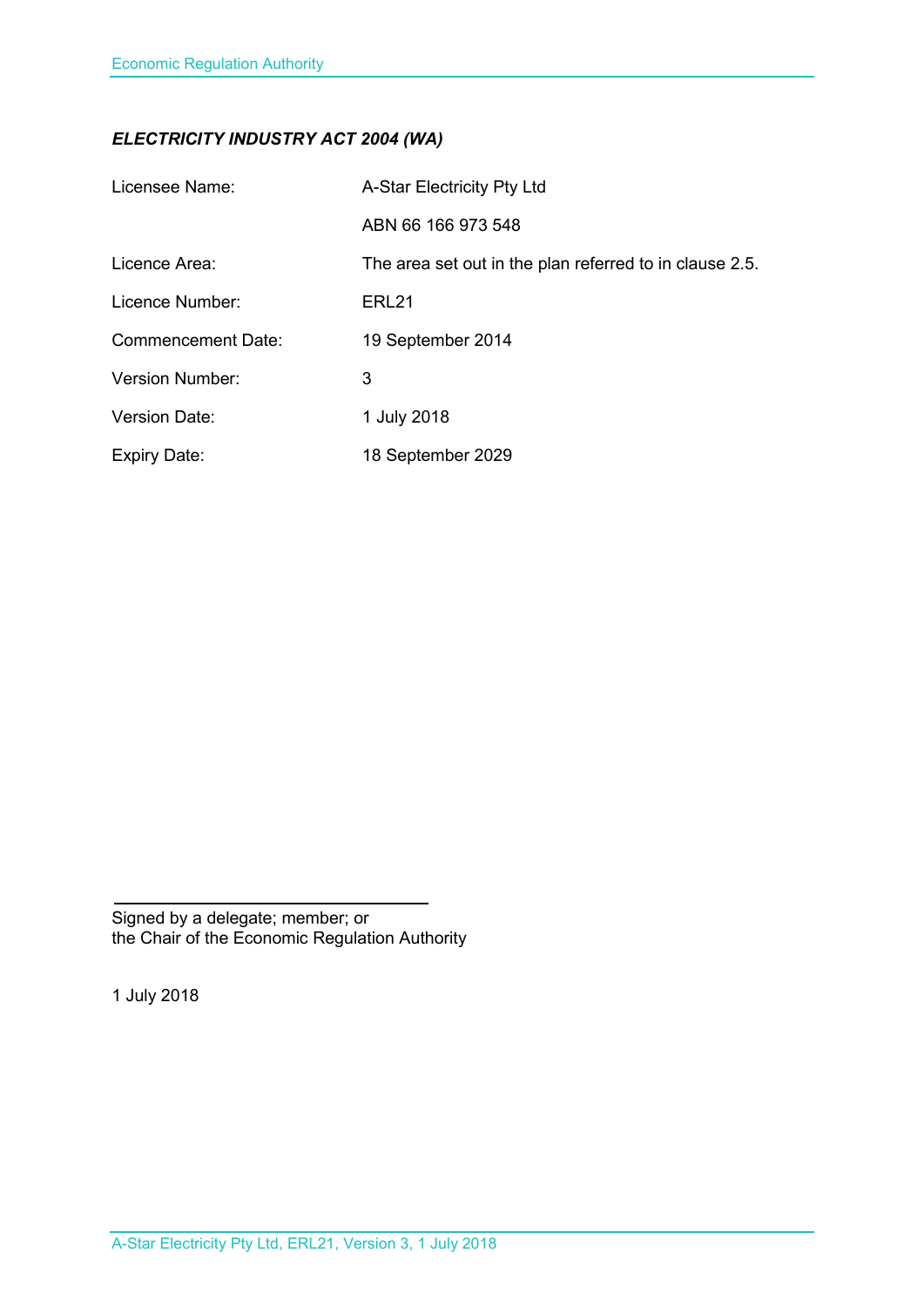***ELECTRICITY INDUSTRY ACT 2004 (WA)***

| | |
|---|---|
| Licensee Name: | A-Star Electricity Pty Ltd |
| | ABN 66 166 973 548 |
| Licence Area: | The area set out in the plan referred to in clause 2.5. |
| Licence Number: | ERL21 |
| Commencement Date: | 19 September 2014 |
| Version Number: | 3 |
| Version Date: | 1 July 2018 |
| Expiry Date: | 18 September 2029 |

Signed by a delegate; member; or
the Chair of the Economic Regulation Authority

1 July 2018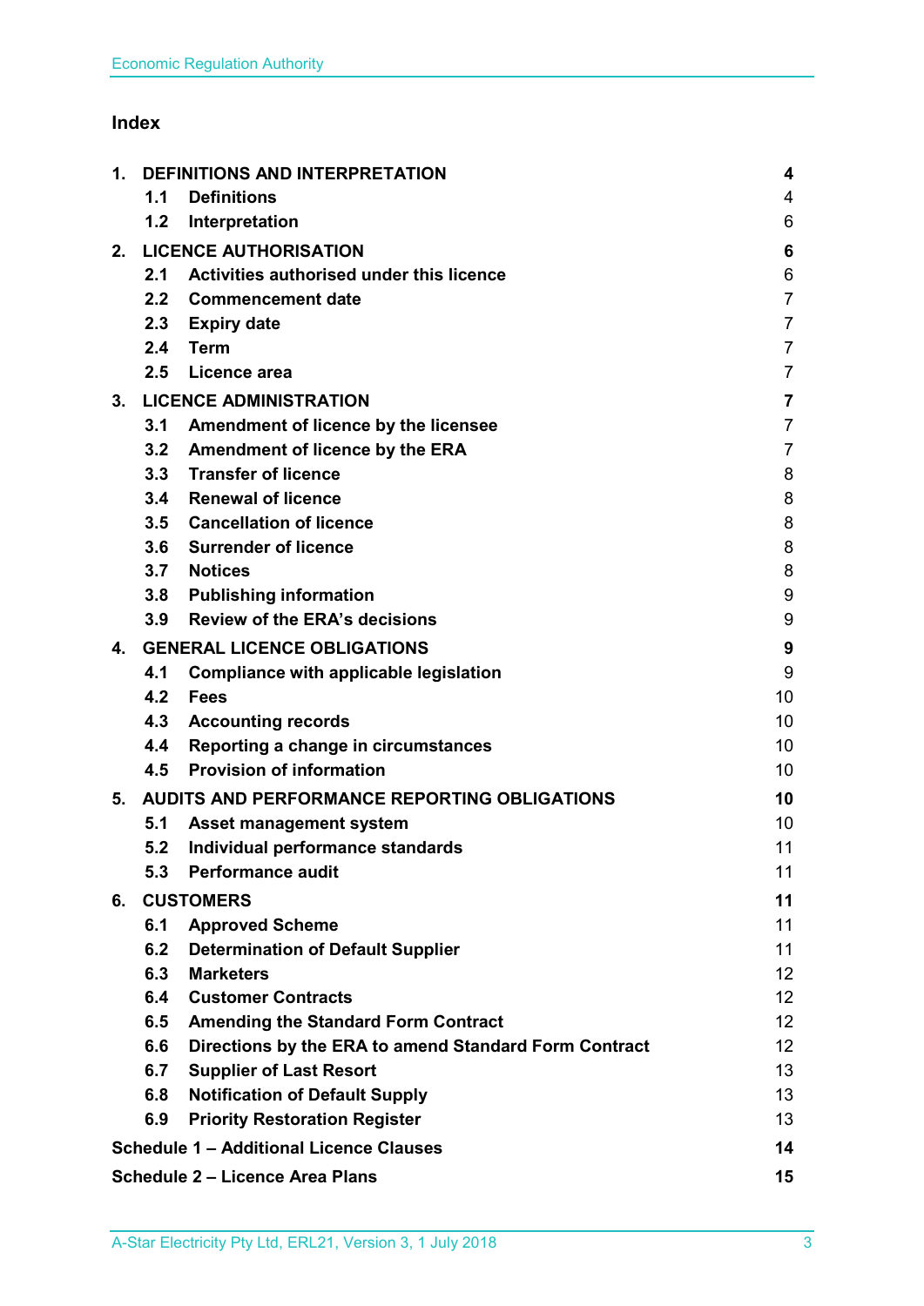## Index

| | | |
|---|---|---|
| **1.** | **DEFINITIONS AND INTERPRETATION** | **4** |
| 1.1 | **Definitions** | 4 |
| 1.2 | **Interpretation** | 6 |
| **2.** | **LICENCE AUTHORISATION** | **6** |
| 2.1 | **Activities authorised under this licence** | 6 |
| 2.2 | **Commencement date** | 7 |
| 2.3 | **Expiry date** | 7 |
| 2.4 | **Term** | 7 |
| 2.5 | **Licence area** | 7 |
| **3.** | **LICENCE ADMINISTRATION** | **7** |
| 3.1 | **Amendment of licence by the licensee** | 7 |
| 3.2 | **Amendment of licence by the ERA** | 7 |
| 3.3 | **Transfer of licence** | 8 |
| 3.4 | **Renewal of licence** | 8 |
| 3.5 | **Cancellation of licence** | 8 |
| 3.6 | **Surrender of licence** | 8 |
| 3.7 | **Notices** | 8 |
| 3.8 | **Publishing information** | 9 |
| 3.9 | **Review of the ERA's decisions** | 9 |
| **4.** | **GENERAL LICENCE OBLIGATIONS** | **9** |
| 4.1 | **Compliance with applicable legislation** | 9 |
| 4.2 | **Fees** | 10 |
| 4.3 | **Accounting records** | 10 |
| 4.4 | **Reporting a change in circumstances** | 10 |
| 4.5 | **Provision of information** | 10 |
| **5.** | **AUDITS AND PERFORMANCE REPORTING OBLIGATIONS** | **10** |
| 5.1 | **Asset management system** | 10 |
| 5.2 | **Individual performance standards** | 11 |
| 5.3 | **Performance audit** | 11 |
| **6.** | **CUSTOMERS** | **11** |
| 6.1 | **Approved Scheme** | 11 |
| 6.2 | **Determination of Default Supplier** | 11 |
| 6.3 | **Marketers** | 12 |
| 6.4 | **Customer Contracts** | 12 |
| 6.5 | **Amending the Standard Form Contract** | 12 |
| 6.6 | **Directions by the ERA to amend Standard Form Contract** | 12 |
| 6.7 | **Supplier of Last Resort** | 13 |
| 6.8 | **Notification of Default Supply** | 13 |
| 6.9 | **Priority Restoration Register** | 13 |
| **Schedule 1 – Additional Licence Clauses** | | **14** |
| **Schedule 2 – Licence Area Plans** | | **15** |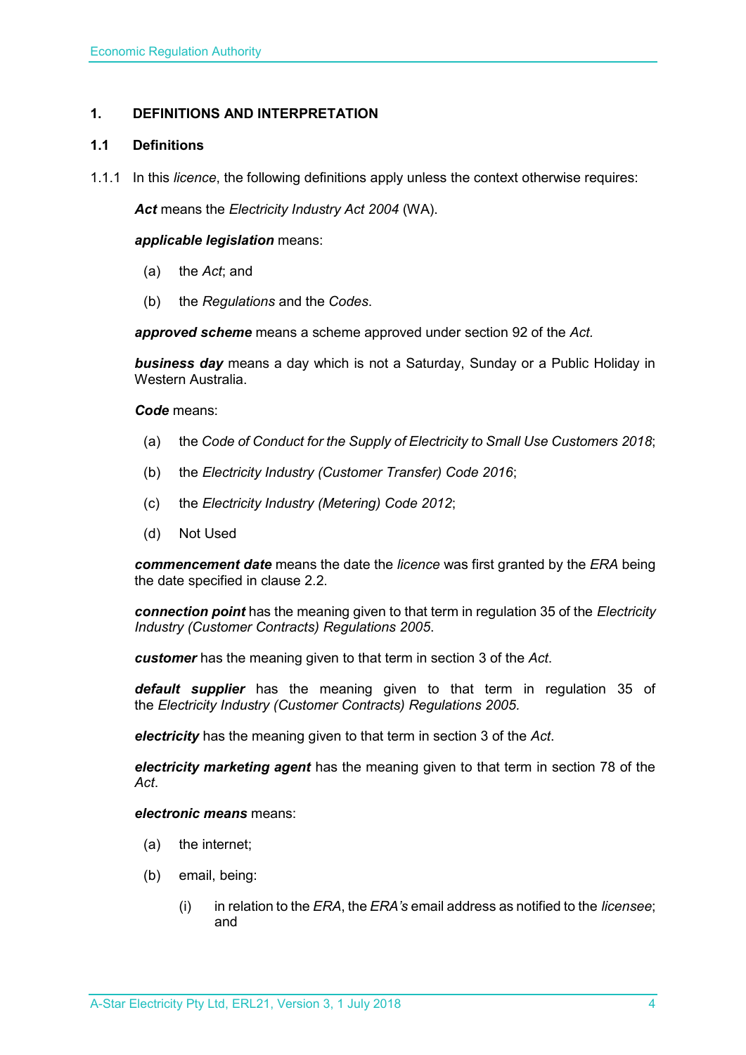## 1. DEFINITIONS AND INTERPRETATION

### 1.1 Definitions

1.1.1 In this *licence*, the following definitions apply unless the context otherwise requires:

***Act*** means the *Electricity Industry Act 2004* (WA).

***applicable legislation*** means:

(a) the *Act*; and

(b) the *Regulations* and the *Codes*.

***approved scheme*** means a scheme approved under section 92 of the *Act.*

***business day*** means a day which is not a Saturday, Sunday or a Public Holiday in Western Australia.

***Code*** means:

(a) the *Code of Conduct for the Supply of Electricity to Small Use Customers 2018*;

(b) the *Electricity Industry (Customer Transfer) Code 2016*;

(c) the *Electricity Industry (Metering) Code 2012*;

(d) Not Used

***commencement date*** means the date the *licence* was first granted by the *ERA* being the date specified in clause 2.2.

***connection point*** has the meaning given to that term in regulation 35 of the *Electricity Industry (Customer Contracts) Regulations 2005*.

***customer*** has the meaning given to that term in section 3 of the *Act*.

***default supplier*** has the meaning given to that term in regulation 35 of the *Electricity Industry (Customer Contracts) Regulations 2005.*

***electricity*** has the meaning given to that term in section 3 of the *Act*.

***electricity marketing agent*** has the meaning given to that term in section 78 of the *Act*.

***electronic means*** means:

(a) the internet;

(b) email, being:

(i) in relation to the *ERA*, the *ERA's* email address as notified to the *licensee*; and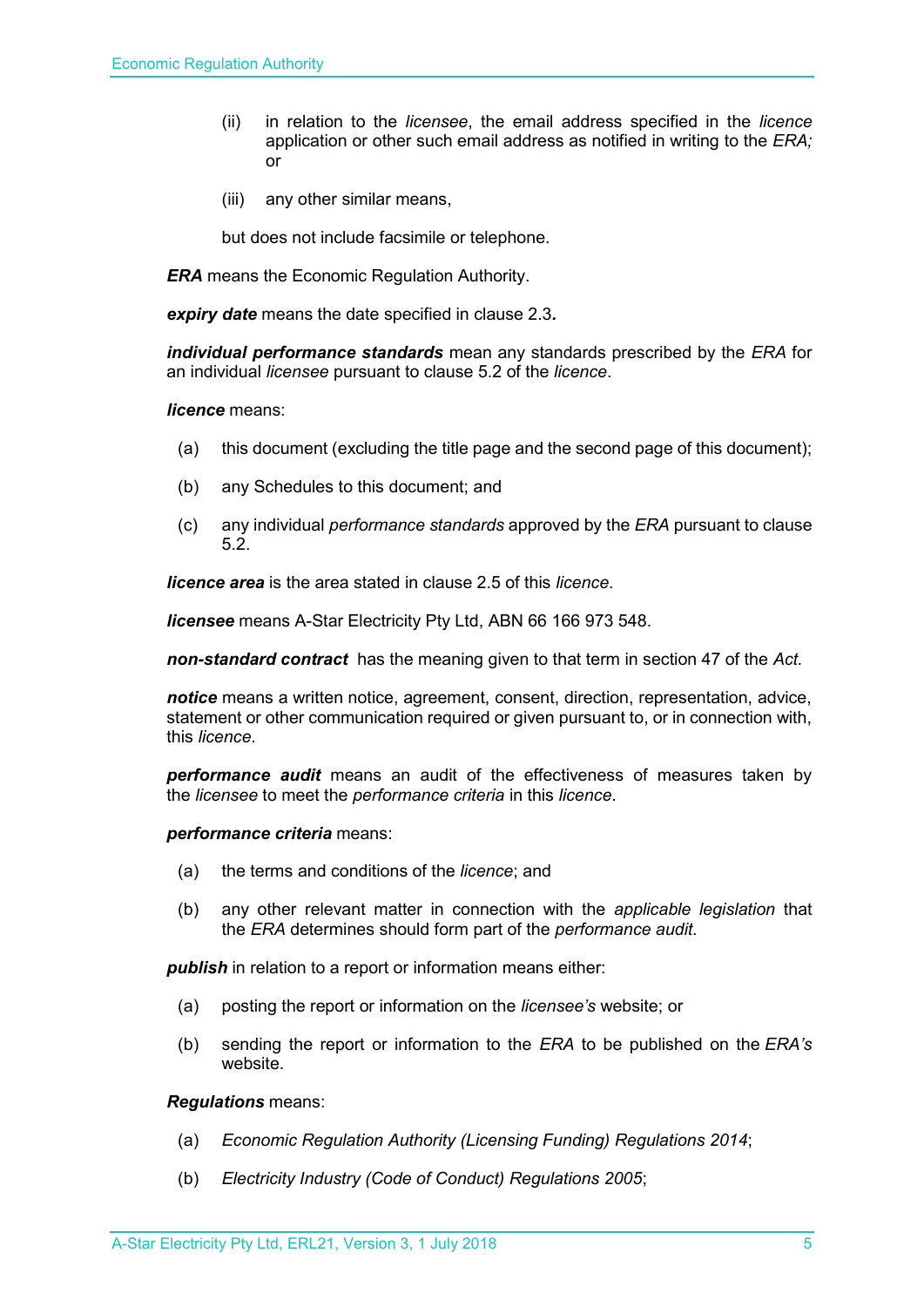(ii) in relation to the *licensee*, the email address specified in the *licence* application or other such email address as notified in writing to the *ERA;* or

(iii) any other similar means,

but does not include facsimile or telephone.

***ERA*** means the Economic Regulation Authority.

***expiry date*** means the date specified in clause 2.3**.**

***individual performance standards*** mean any standards prescribed by the *ERA* for an individual *licensee* pursuant to clause 5.2 of the *licence*.

***licence*** means:

(a) this document (excluding the title page and the second page of this document);

(b) any Schedules to this document; and

(c) any individual *performance standards* approved by the *ERA* pursuant to clause 5.2.

***licence area*** is the area stated in clause 2.5 of this *licence*.

***licensee*** means A-Star Electricity Pty Ltd, ABN 66 166 973 548.

***non-standard contract*** has the meaning given to that term in section 47 of the *Act.*

***notice*** means a written notice, agreement, consent, direction, representation, advice, statement or other communication required or given pursuant to, or in connection with, this *licence*.

***performance audit*** means an audit of the effectiveness of measures taken by the *licensee* to meet the *performance criteria* in this *licence*.

***performance criteria*** means:

(a) the terms and conditions of the *licence*; and

(b) any other relevant matter in connection with the *applicable legislation* that the *ERA* determines should form part of the *performance audit*.

***publish*** in relation to a report or information means either:

(a) posting the report or information on the *licensee's* website; or

(b) sending the report or information to the *ERA* to be published on the *ERA's* website.

***Regulations*** means:

(a) *Economic Regulation Authority (Licensing Funding) Regulations 2014*;

(b) *Electricity Industry (Code of Conduct) Regulations 2005*;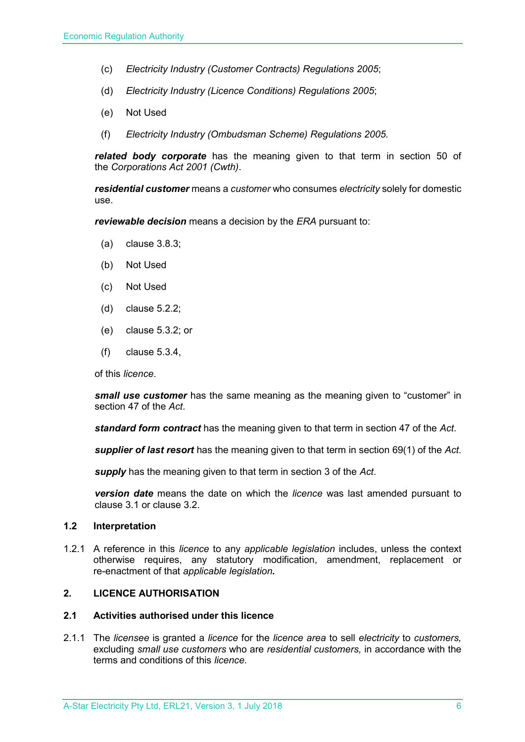(c) *Electricity Industry (Customer Contracts) Regulations 2005*;

(d) *Electricity Industry (Licence Conditions) Regulations 2005*;

(e) Not Used

(f) *Electricity Industry (Ombudsman Scheme) Regulations 2005.*

***related body corporate*** has the meaning given to that term in section 50 of the *Corporations Act 2001 (Cwth)*.

***residential customer*** means a *customer* who consumes *electricity* solely for domestic use.

***reviewable decision*** means a decision by the *ERA* pursuant to:

(a) clause 3.8.3;

(b) Not Used

(c) Not Used

(d) clause 5.2.2;

(e) clause 5.3.2; or

(f) clause 5.3.4,

of this *licence*.

***small use customer*** has the same meaning as the meaning given to "customer" in section 47 of the *Act*.

***standard form contract*** has the meaning given to that term in section 47 of the *Act*.

***supplier of last resort*** has the meaning given to that term in section 69(1) of the *Act*.

***supply*** has the meaning given to that term in section 3 of the *Act*.

***version date*** means the date on which the *licence* was last amended pursuant to clause 3.1 or clause 3.2.

### 1.2 Interpretation

1.2.1 A reference in this *licence* to any *applicable legislation* includes, unless the context otherwise requires, any statutory modification, amendment, replacement or re-enactment of that *applicable legislation.*

## 2. LICENCE AUTHORISATION

### 2.1 Activities authorised under this licence

2.1.1 The *licensee* is granted a *licence* for the *licence area* to sell *electricity* to *customers,* excluding *small use customers* who are *residential customers,* in accordance with the terms and conditions of this *licence.*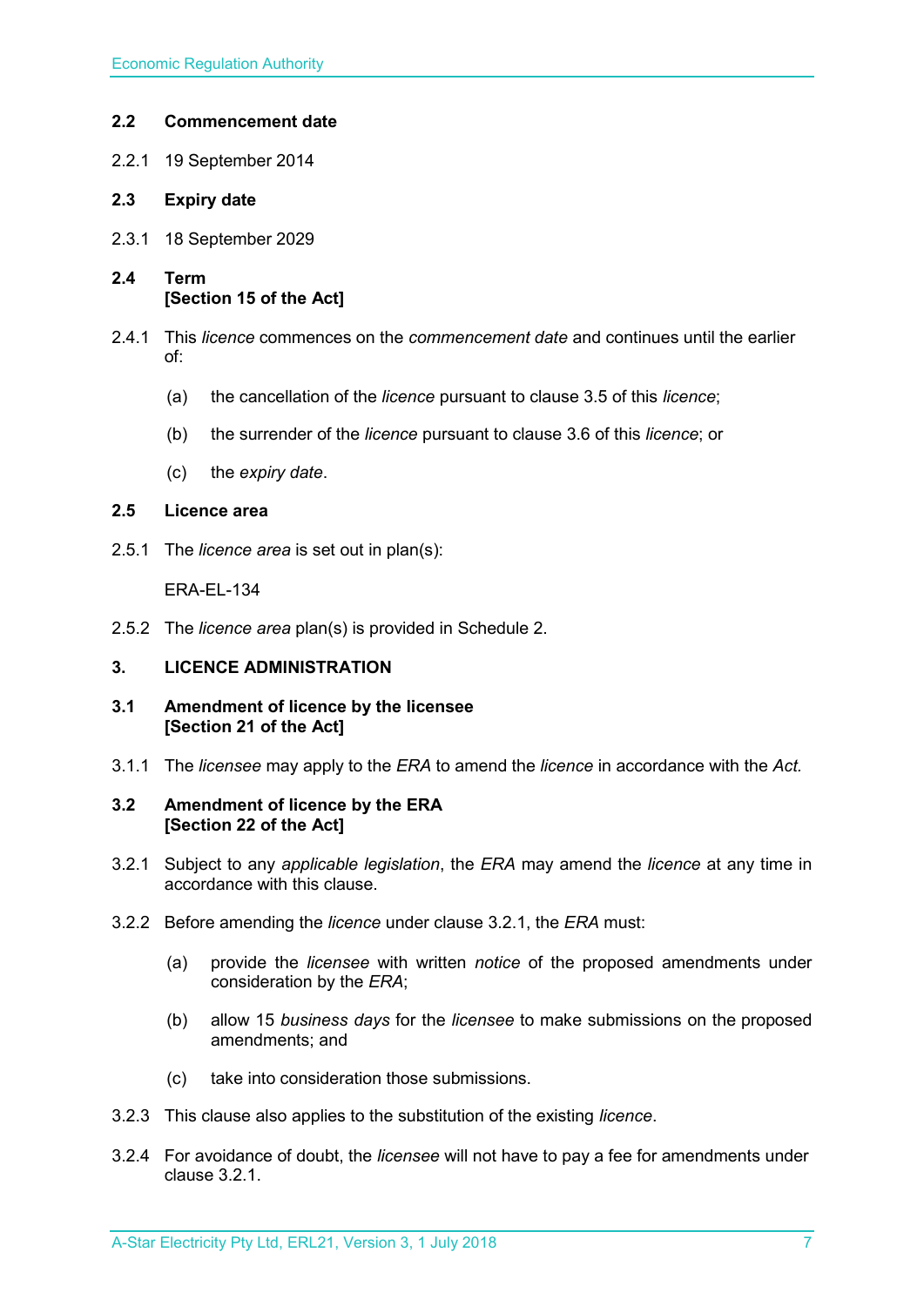### 2.2 Commencement date

2.2.1 19 September 2014

### 2.3 Expiry date

2.3.1 18 September 2029

### 2.4 Term [Section 15 of the Act]

2.4.1 This *licence* commences on the *commencement date* and continues until the earlier of:

(a) the cancellation of the *licence* pursuant to clause 3.5 of this *licence*;

(b) the surrender of the *licence* pursuant to clause 3.6 of this *licence*; or

(c) the *expiry date*.

### 2.5 Licence area

2.5.1 The *licence area* is set out in plan(s):

ERA-EL-134

2.5.2 The *licence area* plan(s) is provided in Schedule 2.

## 3. LICENCE ADMINISTRATION

### 3.1 Amendment of licence by the licensee [Section 21 of the Act]

3.1.1 The *licensee* may apply to the *ERA* to amend the *licence* in accordance with the *Act.*

### 3.2 Amendment of licence by the ERA [Section 22 of the Act]

3.2.1 Subject to any *applicable legislation*, the *ERA* may amend the *licence* at any time in accordance with this clause.

3.2.2 Before amending the *licence* under clause 3.2.1, the *ERA* must:

(a) provide the *licensee* with written *notice* of the proposed amendments under consideration by the *ERA*;

(b) allow 15 *business days* for the *licensee* to make submissions on the proposed amendments; and

(c) take into consideration those submissions.

3.2.3 This clause also applies to the substitution of the existing *licence*.

3.2.4 For avoidance of doubt, the *licensee* will not have to pay a fee for amendments under clause 3.2.1.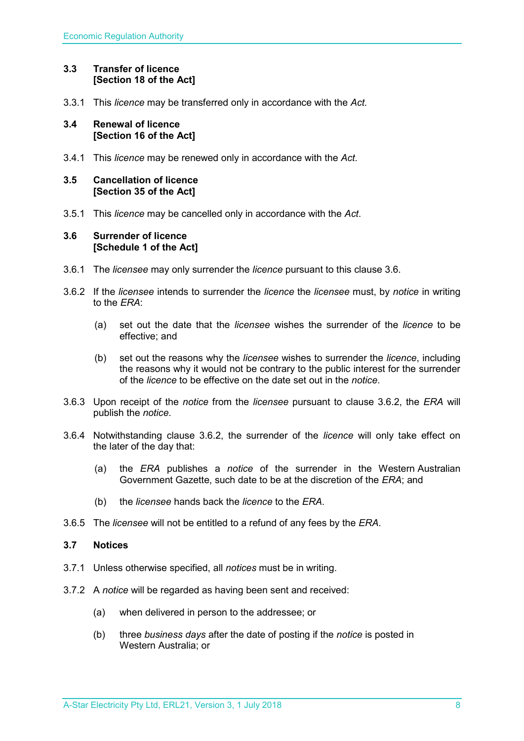### 3.3 Transfer of licence [Section 18 of the Act]

3.3.1 This *licence* may be transferred only in accordance with the *Act.*

### 3.4 Renewal of licence [Section 16 of the Act]

3.4.1 This *licence* may be renewed only in accordance with the *Act*.

### 3.5 Cancellation of licence [Section 35 of the Act]

3.5.1 This *licence* may be cancelled only in accordance with the *Act*.

### 3.6 Surrender of licence [Schedule 1 of the Act]

3.6.1 The *licensee* may only surrender the *licence* pursuant to this clause 3.6.

3.6.2 If the *licensee* intends to surrender the *licence* the *licensee* must, by *notice* in writing to the *ERA*:

(a) set out the date that the *licensee* wishes the surrender of the *licence* to be effective; and

(b) set out the reasons why the *licensee* wishes to surrender the *licence*, including the reasons why it would not be contrary to the public interest for the surrender of the *licence* to be effective on the date set out in the *notice*.

3.6.3 Upon receipt of the *notice* from the *licensee* pursuant to clause 3.6.2, the *ERA* will publish the *notice*.

3.6.4 Notwithstanding clause 3.6.2, the surrender of the *licence* will only take effect on the later of the day that:

(a) the *ERA* publishes a *notice* of the surrender in the Western Australian Government Gazette, such date to be at the discretion of the *ERA*; and

(b) the *licensee* hands back the *licence* to the *ERA*.

3.6.5 The *licensee* will not be entitled to a refund of any fees by the *ERA*.

### 3.7 Notices

3.7.1 Unless otherwise specified, all *notices* must be in writing.

3.7.2 A *notice* will be regarded as having been sent and received:

(a) when delivered in person to the addressee; or

(b) three *business days* after the date of posting if the *notice* is posted in Western Australia; or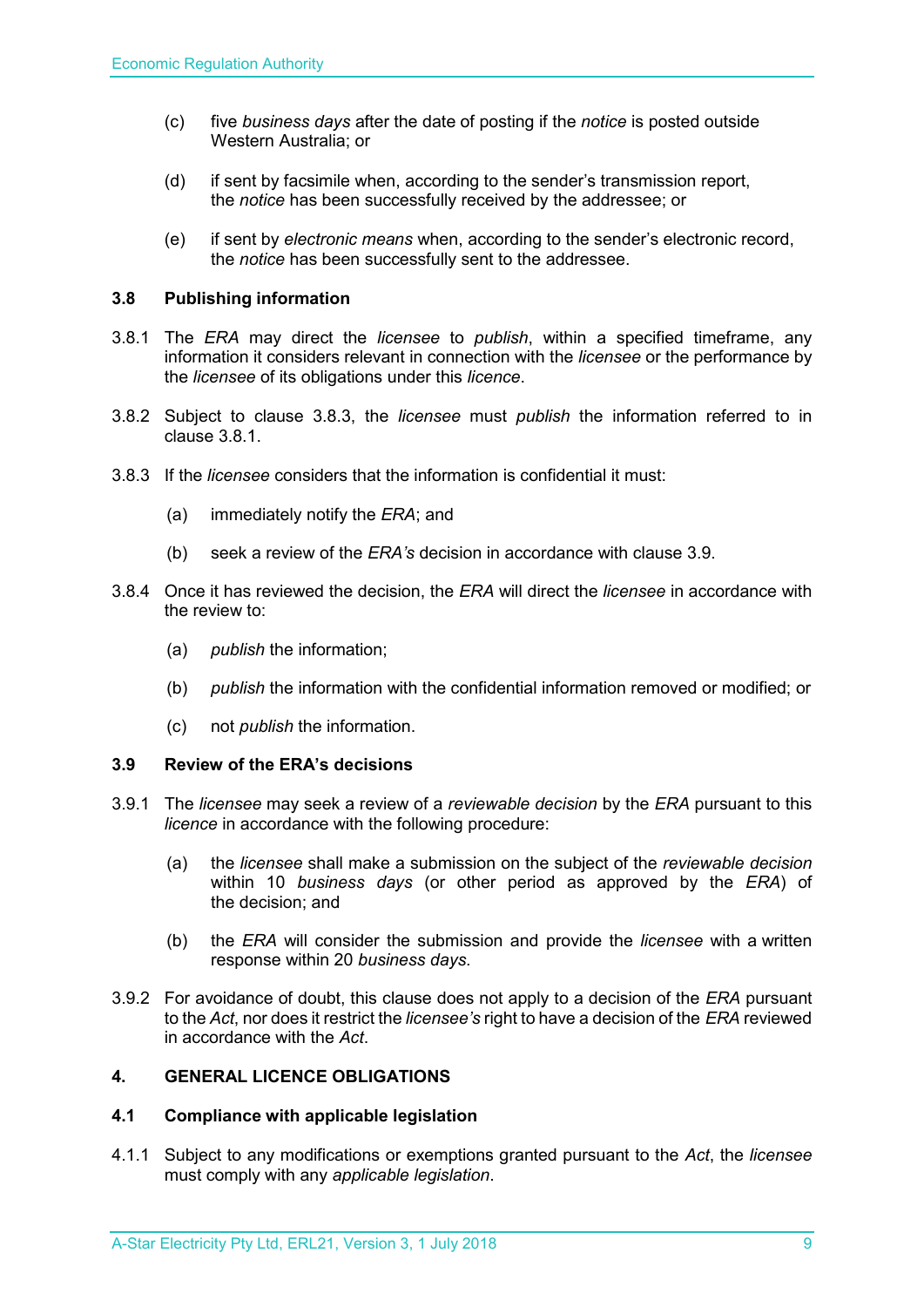(c) five *business days* after the date of posting if the *notice* is posted outside Western Australia; or

(d) if sent by facsimile when, according to the sender's transmission report, the *notice* has been successfully received by the addressee; or

(e) if sent by *electronic means* when, according to the sender's electronic record, the *notice* has been successfully sent to the addressee.

### 3.8 Publishing information

3.8.1 The *ERA* may direct the *licensee* to *publish*, within a specified timeframe, any information it considers relevant in connection with the *licensee* or the performance by the *licensee* of its obligations under this *licence*.

3.8.2 Subject to clause 3.8.3, the *licensee* must *publish* the information referred to in clause 3.8.1.

3.8.3 If the *licensee* considers that the information is confidential it must:

(a) immediately notify the *ERA*; and

(b) seek a review of the *ERA's* decision in accordance with clause 3.9.

3.8.4 Once it has reviewed the decision, the *ERA* will direct the *licensee* in accordance with the review to:

(a) *publish* the information;

(b) *publish* the information with the confidential information removed or modified; or

(c) not *publish* the information.

### 3.9 Review of the ERA's decisions

3.9.1 The *licensee* may seek a review of a *reviewable decision* by the *ERA* pursuant to this *licence* in accordance with the following procedure:

(a) the *licensee* shall make a submission on the subject of the *reviewable decision* within 10 *business days* (or other period as approved by the *ERA*) of the decision; and

(b) the *ERA* will consider the submission and provide the *licensee* with a written response within 20 *business days*.

3.9.2 For avoidance of doubt, this clause does not apply to a decision of the *ERA* pursuant to the *Act*, nor does it restrict the *licensee's* right to have a decision of the *ERA* reviewed in accordance with the *Act*.

## 4. GENERAL LICENCE OBLIGATIONS

### 4.1 Compliance with applicable legislation

4.1.1 Subject to any modifications or exemptions granted pursuant to the *Act*, the *licensee* must comply with any *applicable legislation*.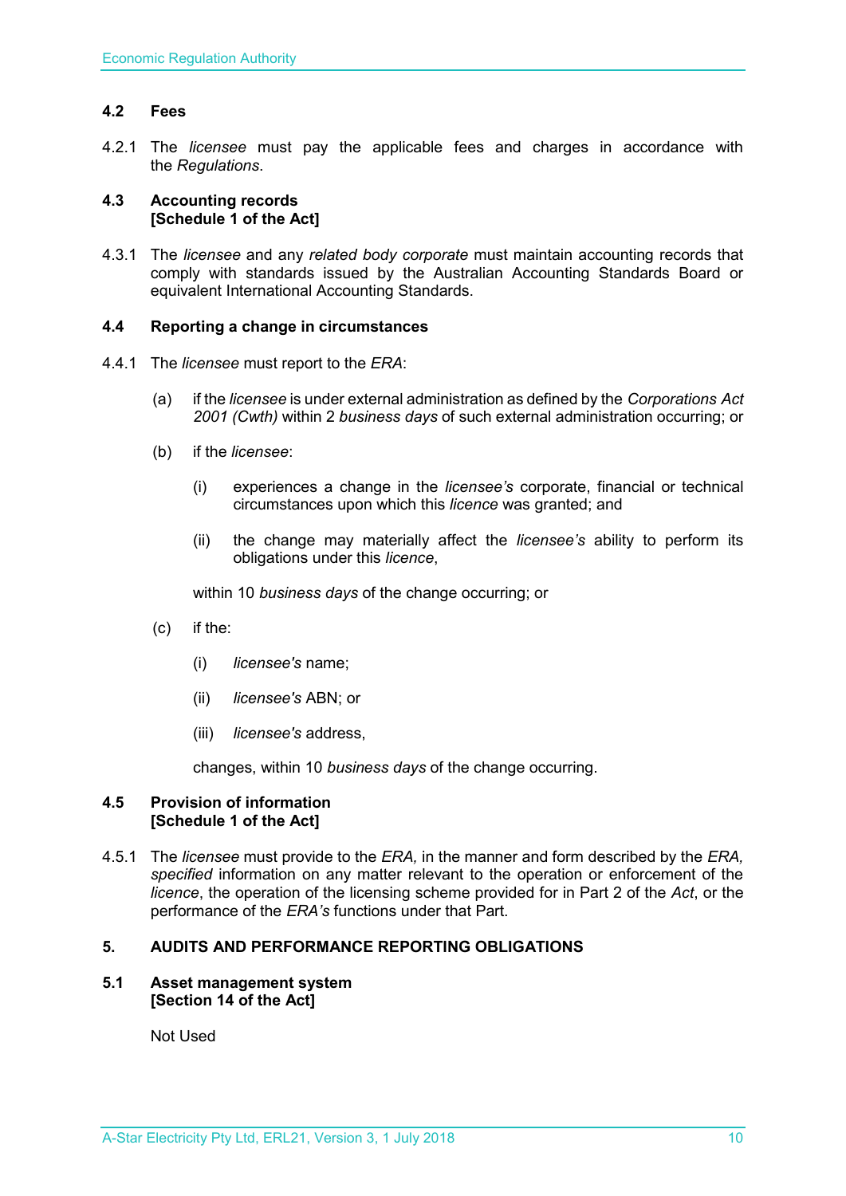### 4.2 Fees

4.2.1 The *licensee* must pay the applicable fees and charges in accordance with the *Regulations*.

### 4.3 Accounting records [Schedule 1 of the Act]

4.3.1 The *licensee* and any *related body corporate* must maintain accounting records that comply with standards issued by the Australian Accounting Standards Board or equivalent International Accounting Standards.

### 4.4 Reporting a change in circumstances

4.4.1 The *licensee* must report to the *ERA*:

(a) if the *licensee* is under external administration as defined by the *Corporations Act 2001 (Cwth)* within 2 *business days* of such external administration occurring; or

(b) if the *licensee*:

(i) experiences a change in the *licensee's* corporate, financial or technical circumstances upon which this *licence* was granted; and

(ii) the change may materially affect the *licensee's* ability to perform its obligations under this *licence*,

within 10 *business days* of the change occurring; or

(c) if the:

(i) *licensee's* name;

(ii) *licensee's* ABN; or

(iii) *licensee's* address,

changes, within 10 *business days* of the change occurring.

### 4.5 Provision of information [Schedule 1 of the Act]

4.5.1 The *licensee* must provide to the *ERA,* in the manner and form described by the *ERA, specified* information on any matter relevant to the operation or enforcement of the *licence*, the operation of the licensing scheme provided for in Part 2 of the *Act*, or the performance of the *ERA's* functions under that Part.

## 5. AUDITS AND PERFORMANCE REPORTING OBLIGATIONS

### 5.1 Asset management system [Section 14 of the Act]

Not Used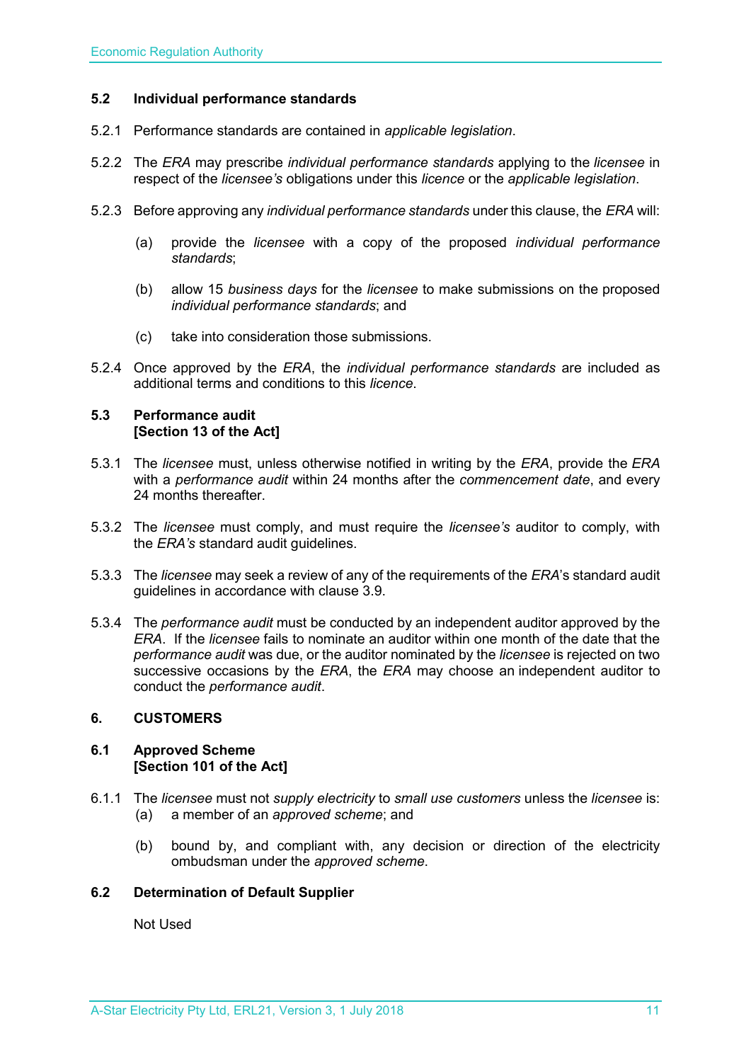### 5.2 Individual performance standards

5.2.1 Performance standards are contained in *applicable legislation*.

5.2.2 The *ERA* may prescribe *individual performance standards* applying to the *licensee* in respect of the *licensee's* obligations under this *licence* or the *applicable legislation*.

5.2.3 Before approving any *individual performance standards* under this clause, the *ERA* will:

(a) provide the *licensee* with a copy of the proposed *individual performance standards*;

(b) allow 15 *business days* for the *licensee* to make submissions on the proposed *individual performance standards*; and

(c) take into consideration those submissions.

5.2.4 Once approved by the *ERA*, the *individual performance standards* are included as additional terms and conditions to this *licence*.

### 5.3 Performance audit [Section 13 of the Act]

5.3.1 The *licensee* must, unless otherwise notified in writing by the *ERA*, provide the *ERA* with a *performance audit* within 24 months after the *commencement date*, and every 24 months thereafter.

5.3.2 The *licensee* must comply, and must require the *licensee's* auditor to comply, with the *ERA's* standard audit guidelines.

5.3.3 The *licensee* may seek a review of any of the requirements of the *ERA*'s standard audit guidelines in accordance with clause 3.9.

5.3.4 The *performance audit* must be conducted by an independent auditor approved by the *ERA*. If the *licensee* fails to nominate an auditor within one month of the date that the *performance audit* was due, or the auditor nominated by the *licensee* is rejected on two successive occasions by the *ERA*, the *ERA* may choose an independent auditor to conduct the *performance audit*.

## 6. CUSTOMERS

### 6.1 Approved Scheme [Section 101 of the Act]

6.1.1 The *licensee* must not *supply electricity* to *small use customers* unless the *licensee* is:

(a) a member of an *approved scheme*; and

(b) bound by, and compliant with, any decision or direction of the electricity ombudsman under the *approved scheme*.

### 6.2 Determination of Default Supplier

Not Used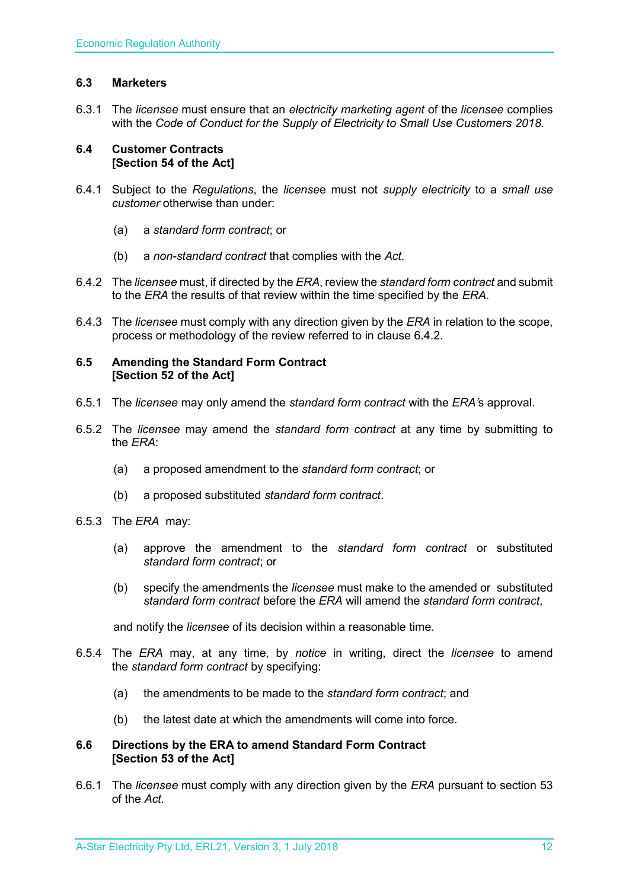### 6.3 Marketers

6.3.1 The *licensee* must ensure that an *electricity marketing agent* of the *licensee* complies with the *Code of Conduct for the Supply of Electricity to Small Use Customers 2018.*

### 6.4 Customer Contracts [Section 54 of the Act]

6.4.1 Subject to the *Regulations*, the *licensee* must not *supply electricity* to a *small use customer* otherwise than under:

(a) a *standard form contract*; or

(b) a *non-standard contract* that complies with the *Act*.

6.4.2 The *licensee* must, if directed by the *ERA*, review the *standard form contract* and submit to the *ERA* the results of that review within the time specified by the *ERA*.

6.4.3 The *licensee* must comply with any direction given by the *ERA* in relation to the scope, process or methodology of the review referred to in clause 6.4.2.

### 6.5 Amending the Standard Form Contract [Section 52 of the Act]

6.5.1 The *licensee* may only amend the *standard form contract* with the *ERA's* approval.

6.5.2 The *licensee* may amend the *standard form contract* at any time by submitting to the *ERA*:

(a) a proposed amendment to the *standard form contract*; or

(b) a proposed substituted *standard form contract*.

6.5.3 The *ERA* may:

(a) approve the amendment to the *standard form contract* or substituted *standard form contract*; or

(b) specify the amendments the *licensee* must make to the amended or substituted *standard form contract* before the *ERA* will amend the *standard form contract*,

and notify the *licensee* of its decision within a reasonable time.

6.5.4 The *ERA* may, at any time, by *notice* in writing, direct the *licensee* to amend the *standard form contract* by specifying:

(a) the amendments to be made to the *standard form contract*; and

(b) the latest date at which the amendments will come into force.

### 6.6 Directions by the ERA to amend Standard Form Contract [Section 53 of the Act]

6.6.1 The *licensee* must comply with any direction given by the *ERA* pursuant to section 53 of the *Act.*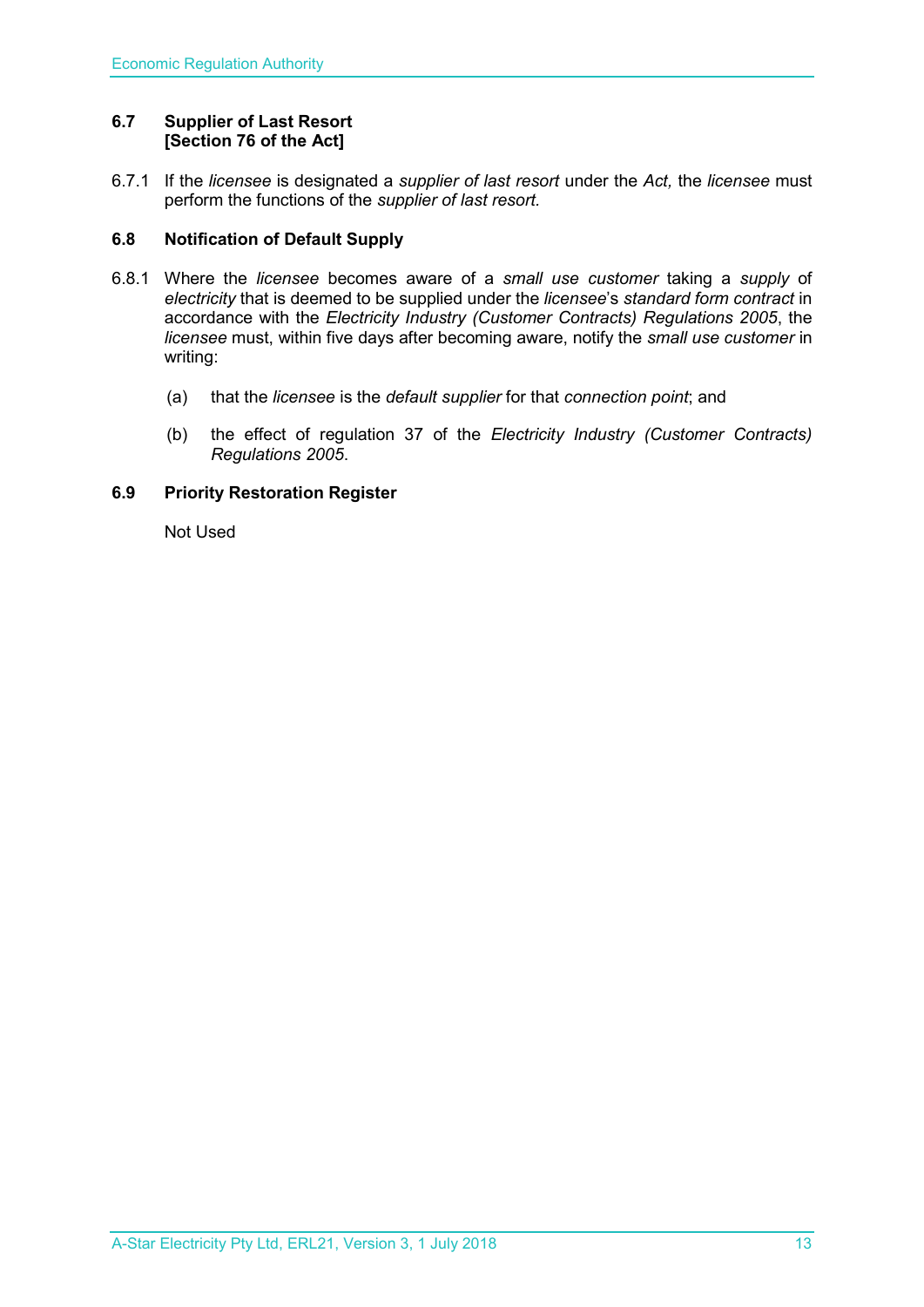### 6.7 Supplier of Last Resort [Section 76 of the Act]

6.7.1 If the *licensee* is designated a *supplier of last resort* under the *Act,* the *licensee* must perform the functions of the *supplier of last resort.*

### 6.8 Notification of Default Supply

6.8.1 Where the *licensee* becomes aware of a *small use customer* taking a *supply* of *electricity* that is deemed to be supplied under the *licensee*'s *standard form contract* in accordance with the *Electricity Industry (Customer Contracts) Regulations 2005*, the *licensee* must, within five days after becoming aware, notify the *small use customer* in writing:

(a) that the *licensee* is the *default supplier* for that *connection point*; and

(b) the effect of regulation 37 of the *Electricity Industry (Customer Contracts) Regulations 2005*.

### 6.9 Priority Restoration Register

Not Used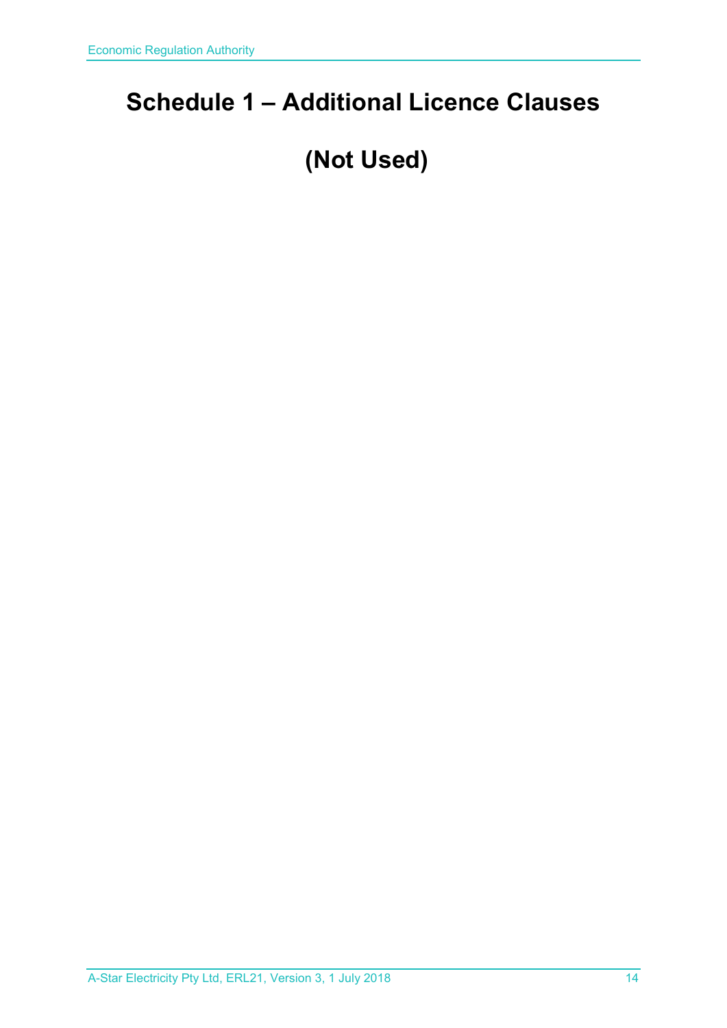# Schedule 1 – Additional Licence Clauses

# (Not Used)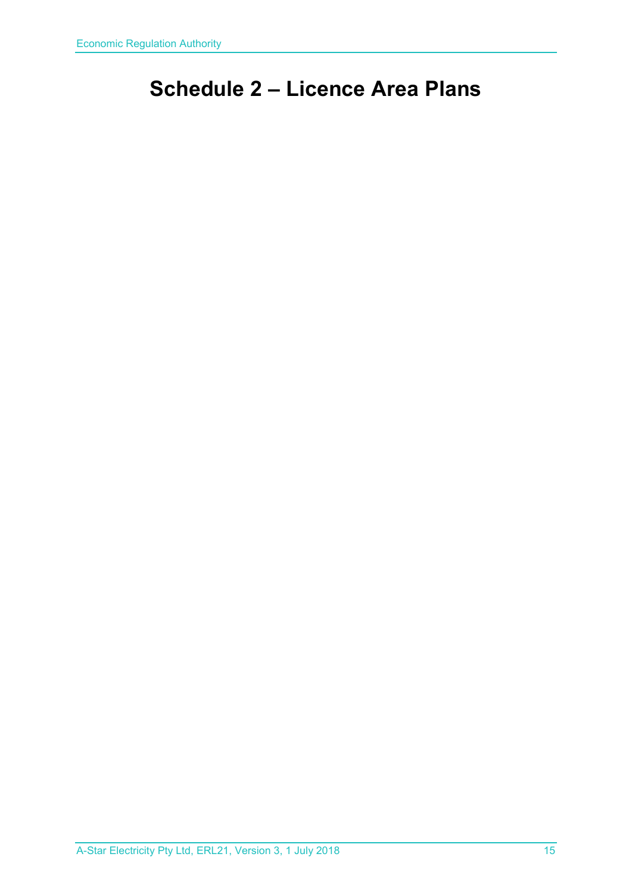# Schedule 2 – Licence Area Plans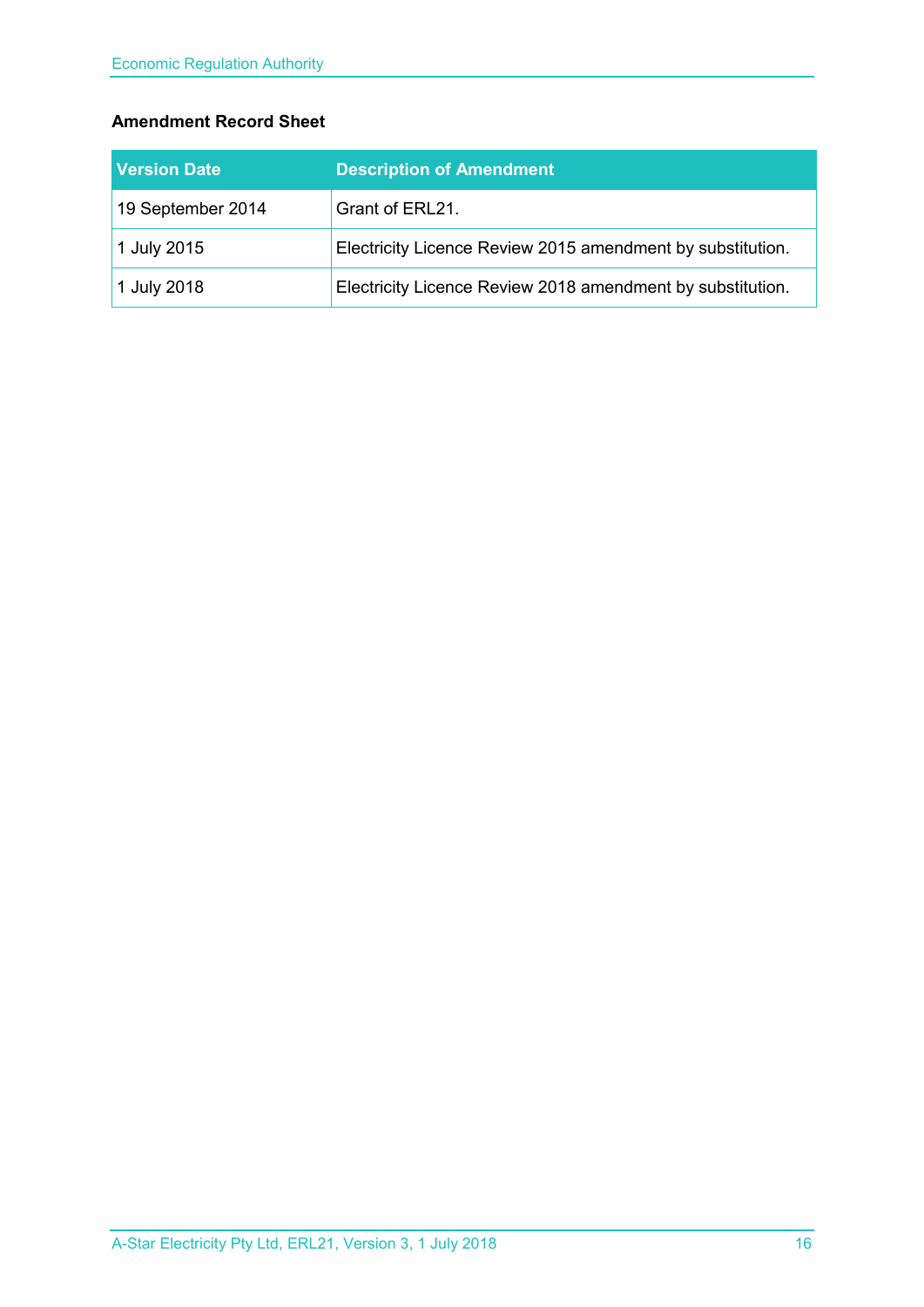**Amendment Record Sheet**

| Version Date | Description of Amendment |
|---|---|
| 19 September 2014 | Grant of ERL21. |
| 1 July 2015 | Electricity Licence Review 2015 amendment by substitution. |
| 1 July 2018 | Electricity Licence Review 2018 amendment by substitution. |